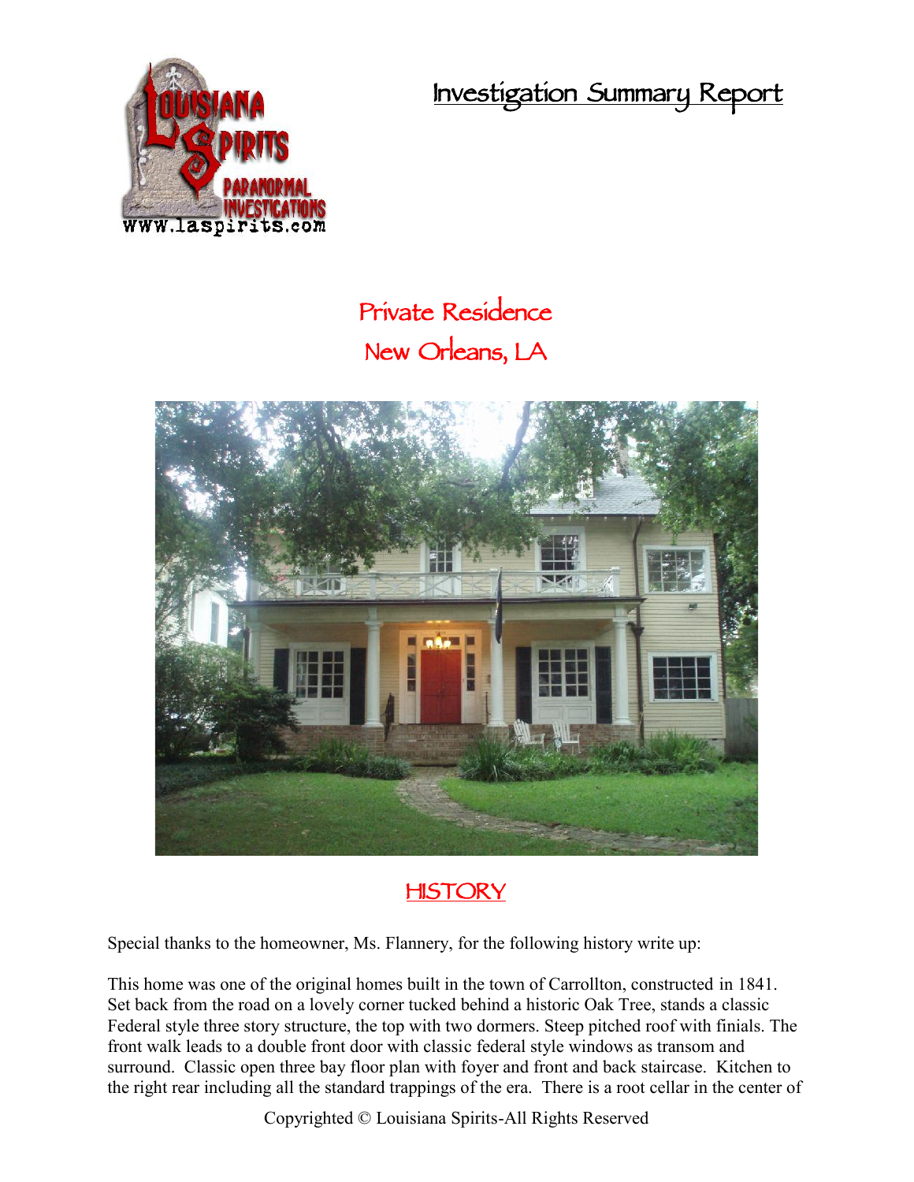# Investigation Summary Report

## Private Residence
## New Orleans, LA

## HISTORY

Special thanks to the homeowner, Ms. Flannery, for the following history write up:

This home was one of the original homes built in the town of Carrollton, constructed in 1841. Set back from the road on a lovely corner tucked behind a historic Oak Tree, stands a classic Federal style three story structure, the top with two dormers. Steep pitched roof with finials. The front walk leads to a double front door with classic federal style windows as transom and surround. Classic open three bay floor plan with foyer and front and back staircase. Kitchen to the right rear including all the standard trappings of the era. There is a root cellar in the center of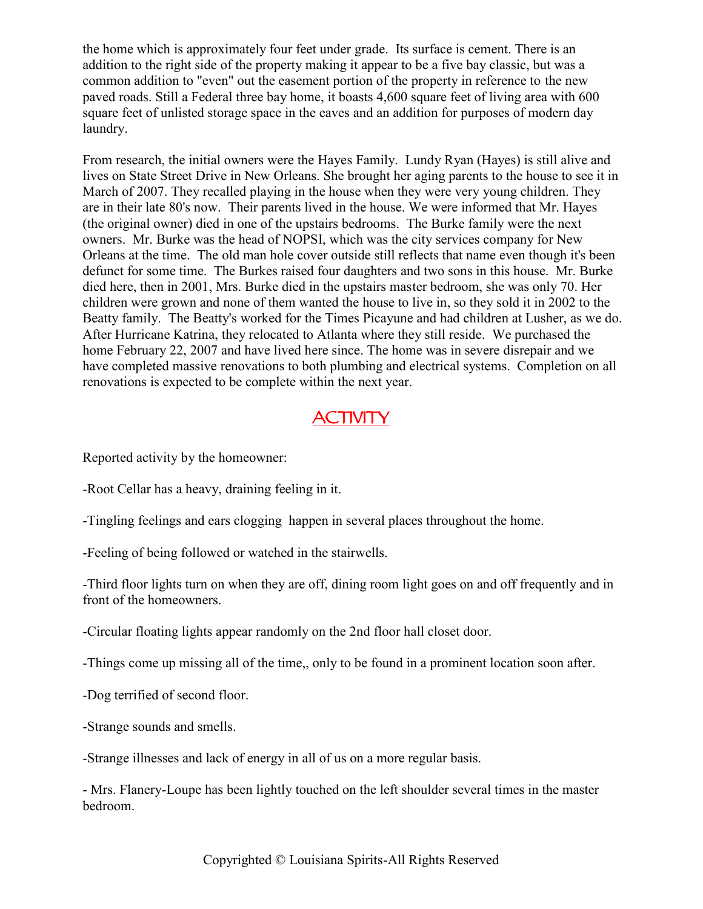the home which is approximately four feet under grade. Its surface is cement. There is an addition to the right side of the property making it appear to be a five bay classic, but was a common addition to "even" out the easement portion of the property in reference to the new paved roads. Still a Federal three bay home, it boasts 4,600 square feet of living area with 600 square feet of unlisted storage space in the eaves and an addition for purposes of modern day laundry.

From research, the initial owners were the Hayes Family. Lundy Ryan (Hayes) is still alive and lives on State Street Drive in New Orleans. She brought her aging parents to the house to see it in March of 2007. They recalled playing in the house when they were very young children. They are in their late 80's now. Their parents lived in the house. We were informed that Mr. Hayes (the original owner) died in one of the upstairs bedrooms. The Burke family were the next owners. Mr. Burke was the head of NOPSI, which was the city services company for New Orleans at the time. The old man hole cover outside still reflects that name even though it's been defunct for some time. The Burkes raised four daughters and two sons in this house. Mr. Burke died here, then in 2001, Mrs. Burke died in the upstairs master bedroom, she was only 70. Her children were grown and none of them wanted the house to live in, so they sold it in 2002 to the Beatty family. The Beatty's worked for the Times Picayune and had children at Lusher, as we do. After Hurricane Katrina, they relocated to Atlanta where they still reside. We purchased the home February 22, 2007 and have lived here since. The home was in severe disrepair and we have completed massive renovations to both plumbing and electrical systems. Completion on all renovations is expected to be complete within the next year.

## ACTIVITY

Reported activity by the homeowner:

-Root Cellar has a heavy, draining feeling in it.

-Tingling feelings and ears clogging happen in several places throughout the home.

-Feeling of being followed or watched in the stairwells.

-Third floor lights turn on when they are off, dining room light goes on and off frequently and in front of the homeowners.

-Circular floating lights appear randomly on the 2nd floor hall closet door.

-Things come up missing all of the time,, only to be found in a prominent location soon after.

-Dog terrified of second floor.

-Strange sounds and smells.

-Strange illnesses and lack of energy in all of us on a more regular basis.

- Mrs. Flanery-Loupe has been lightly touched on the left shoulder several times in the master bedroom.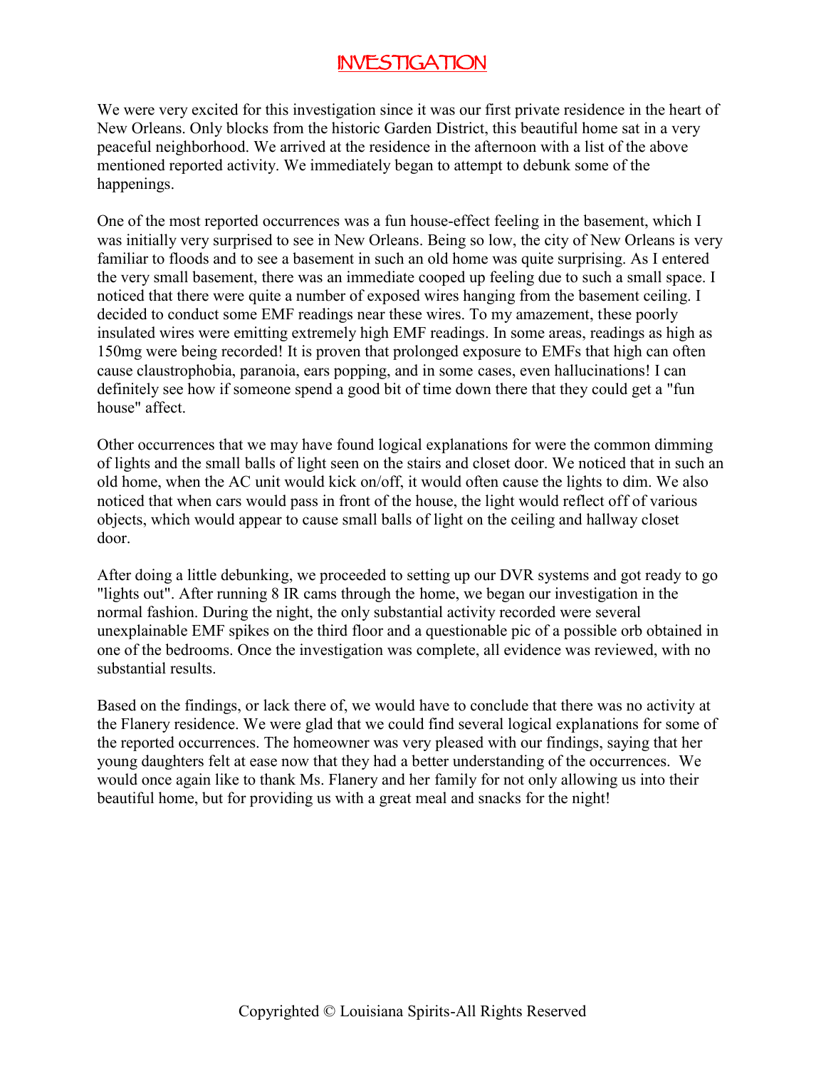# INVESTIGATION

We were very excited for this investigation since it was our first private residence in the heart of New Orleans. Only blocks from the historic Garden District, this beautiful home sat in a very peaceful neighborhood. We arrived at the residence in the afternoon with a list of the above mentioned reported activity. We immediately began to attempt to debunk some of the happenings.

One of the most reported occurrences was a fun house-effect feeling in the basement, which I was initially very surprised to see in New Orleans. Being so low, the city of New Orleans is very familiar to floods and to see a basement in such an old home was quite surprising. As I entered the very small basement, there was an immediate cooped up feeling due to such a small space. I noticed that there were quite a number of exposed wires hanging from the basement ceiling. I decided to conduct some EMF readings near these wires. To my amazement, these poorly insulated wires were emitting extremely high EMF readings. In some areas, readings as high as 150mg were being recorded! It is proven that prolonged exposure to EMFs that high can often cause claustrophobia, paranoia, ears popping, and in some cases, even hallucinations! I can definitely see how if someone spend a good bit of time down there that they could get a "fun house" affect.

Other occurrences that we may have found logical explanations for were the common dimming of lights and the small balls of light seen on the stairs and closet door. We noticed that in such an old home, when the AC unit would kick on/off, it would often cause the lights to dim. We also noticed that when cars would pass in front of the house, the light would reflect off of various objects, which would appear to cause small balls of light on the ceiling and hallway closet door.

After doing a little debunking, we proceeded to setting up our DVR systems and got ready to go "lights out". After running 8 IR cams through the home, we began our investigation in the normal fashion. During the night, the only substantial activity recorded were several unexplainable EMF spikes on the third floor and a questionable pic of a possible orb obtained in one of the bedrooms. Once the investigation was complete, all evidence was reviewed, with no substantial results.

Based on the findings, or lack there of, we would have to conclude that there was no activity at the Flanery residence. We were glad that we could find several logical explanations for some of the reported occurrences. The homeowner was very pleased with our findings, saying that her young daughters felt at ease now that they had a better understanding of the occurrences. We would once again like to thank Ms. Flanery and her family for not only allowing us into their beautiful home, but for providing us with a great meal and snacks for the night!

Copyrighted © Louisiana Spirits-All Rights Reserved